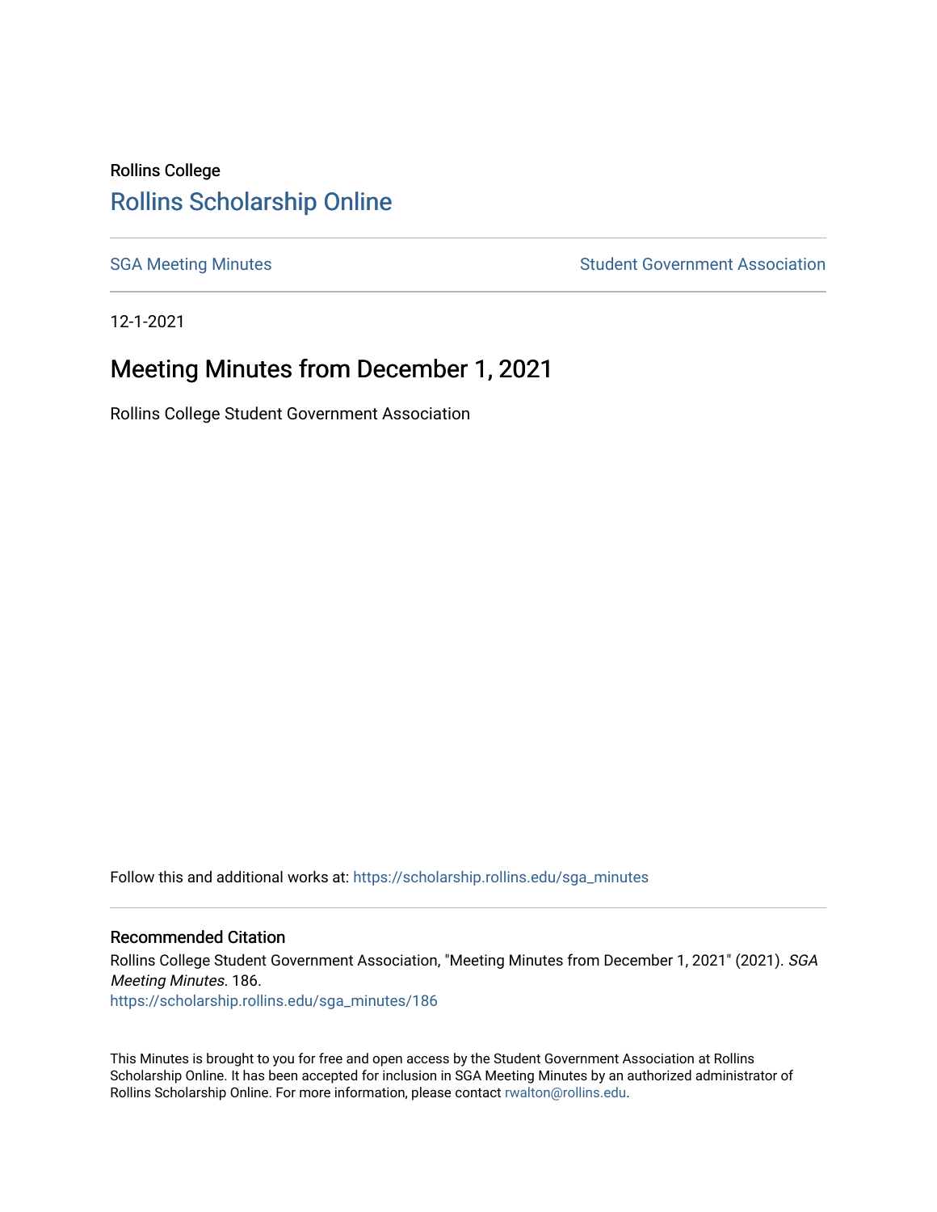Rollins College

# Rollins Scholarship Online

SGA Meeting Minutes

Student Government Association

12-1-2021

## Meeting Minutes from December 1, 2021

Rollins College Student Government Association

Follow this and additional works at: https://scholarship.rollins.edu/sga_minutes

### Recommended Citation

Rollins College Student Government Association, "Meeting Minutes from December 1, 2021" (2021). *SGA Meeting Minutes*. 186.
https://scholarship.rollins.edu/sga_minutes/186

This Minutes is brought to you for free and open access by the Student Government Association at Rollins Scholarship Online. It has been accepted for inclusion in SGA Meeting Minutes by an authorized administrator of Rollins Scholarship Online. For more information, please contact rwalton@rollins.edu.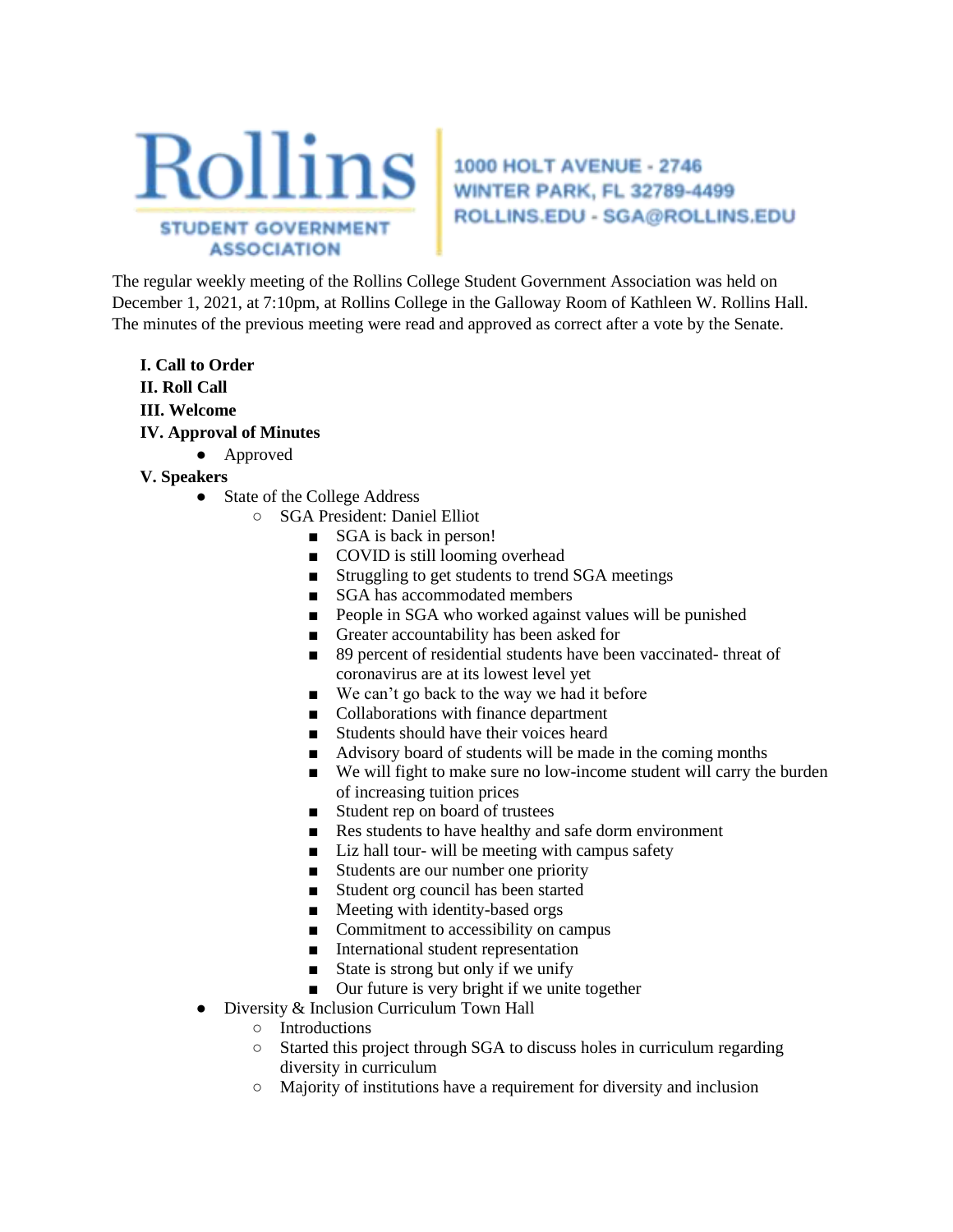Rollins Student Government Association — 1000 HOLT AVENUE - 2746, WINTER PARK, FL 32789-4499, ROLLINS.EDU - SGA@ROLLINS.EDU

The regular weekly meeting of the Rollins College Student Government Association was held on December 1, 2021, at 7:10pm, at Rollins College in the Galloway Room of Kathleen W. Rollins Hall. The minutes of the previous meeting were read and approved as correct after a vote by the Senate.

**I. Call to Order**

**II. Roll Call**

**III. Welcome**

**IV. Approval of Minutes**

- Approved

**V. Speakers**

- State of the College Address
  - SGA President: Daniel Elliot
    - SGA is back in person!
    - COVID is still looming overhead
    - Struggling to get students to trend SGA meetings
    - SGA has accommodated members
    - People in SGA who worked against values will be punished
    - Greater accountability has been asked for
    - 89 percent of residential students have been vaccinated- threat of coronavirus are at its lowest level yet
    - We can't go back to the way we had it before
    - Collaborations with finance department
    - Students should have their voices heard
    - Advisory board of students will be made in the coming months
    - We will fight to make sure no low-income student will carry the burden of increasing tuition prices
    - Student rep on board of trustees
    - Res students to have healthy and safe dorm environment
    - Liz hall tour- will be meeting with campus safety
    - Students are our number one priority
    - Student org council has been started
    - Meeting with identity-based orgs
    - Commitment to accessibility on campus
    - International student representation
    - State is strong but only if we unify
    - Our future is very bright if we unite together
- Diversity & Inclusion Curriculum Town Hall
  - Introductions
  - Started this project through SGA to discuss holes in curriculum regarding diversity in curriculum
  - Majority of institutions have a requirement for diversity and inclusion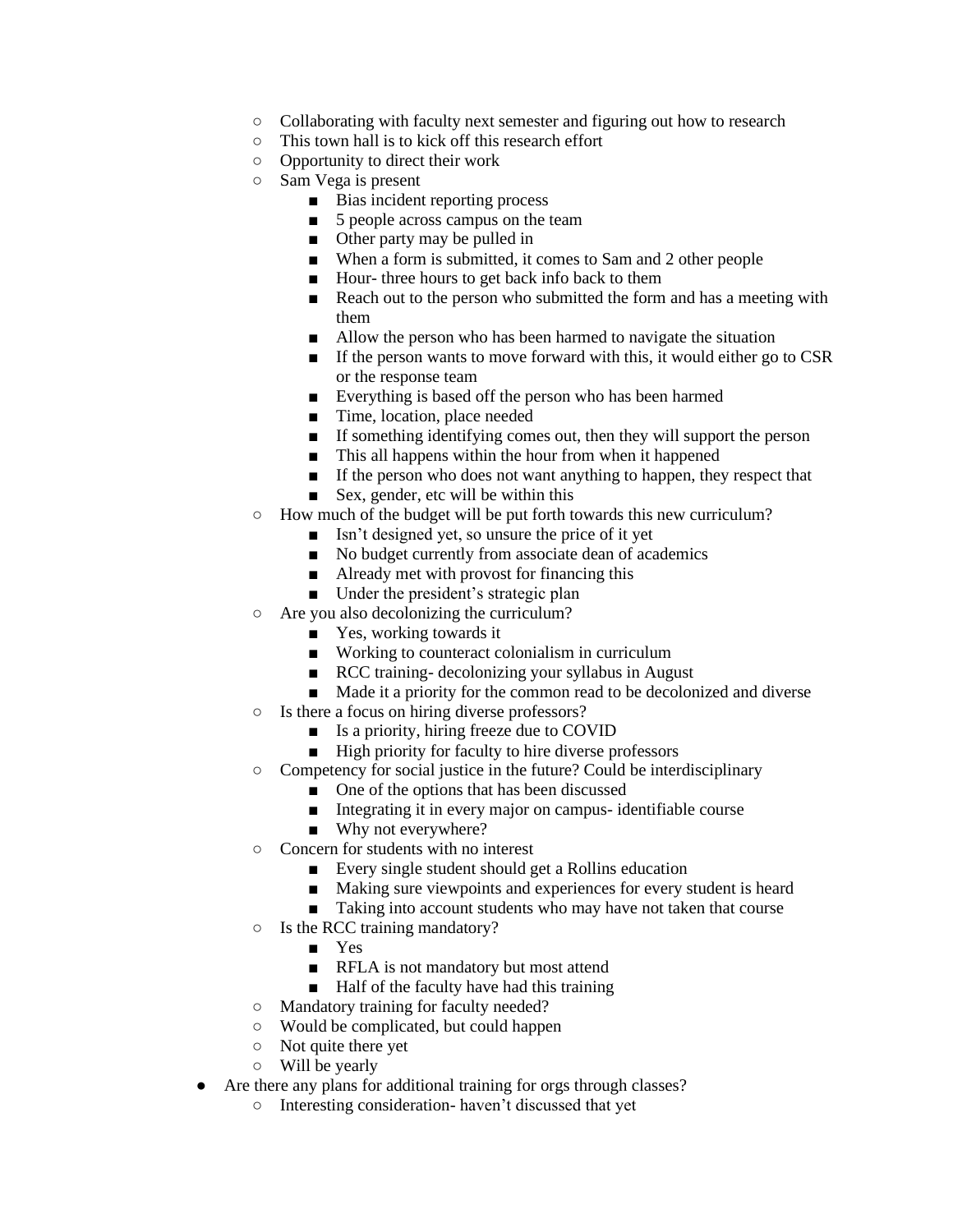- Collaborating with faculty next semester and figuring out how to research
    - This town hall is to kick off this research effort
    - Opportunity to direct their work
    - Sam Vega is present
        - Bias incident reporting process
        - 5 people across campus on the team
        - Other party may be pulled in
        - When a form is submitted, it comes to Sam and 2 other people
        - Hour- three hours to get back info back to them
        - Reach out to the person who submitted the form and has a meeting with them
        - Allow the person who has been harmed to navigate the situation
        - If the person wants to move forward with this, it would either go to CSR or the response team
        - Everything is based off the person who has been harmed
        - Time, location, place needed
        - If something identifying comes out, then they will support the person
        - This all happens within the hour from when it happened
        - If the person who does not want anything to happen, they respect that
        - Sex, gender, etc will be within this
    - How much of the budget will be put forth towards this new curriculum?
        - Isn't designed yet, so unsure the price of it yet
        - No budget currently from associate dean of academics
        - Already met with provost for financing this
        - Under the president's strategic plan
    - Are you also decolonizing the curriculum?
        - Yes, working towards it
        - Working to counteract colonialism in curriculum
        - RCC training- decolonizing your syllabus in August
        - Made it a priority for the common read to be decolonized and diverse
    - Is there a focus on hiring diverse professors?
        - Is a priority, hiring freeze due to COVID
        - High priority for faculty to hire diverse professors
    - Competency for social justice in the future? Could be interdisciplinary
        - One of the options that has been discussed
        - Integrating it in every major on campus- identifiable course
        - Why not everywhere?
    - Concern for students with no interest
        - Every single student should get a Rollins education
        - Making sure viewpoints and experiences for every student is heard
        - Taking into account students who may have not taken that course
    - Is the RCC training mandatory?
        - Yes
        - RFLA is not mandatory but most attend
        - Half of the faculty have had this training
    - Mandatory training for faculty needed?
    - Would be complicated, but could happen
    - Not quite there yet
    - Will be yearly
- Are there any plans for additional training for orgs through classes?
    - Interesting consideration- haven't discussed that yet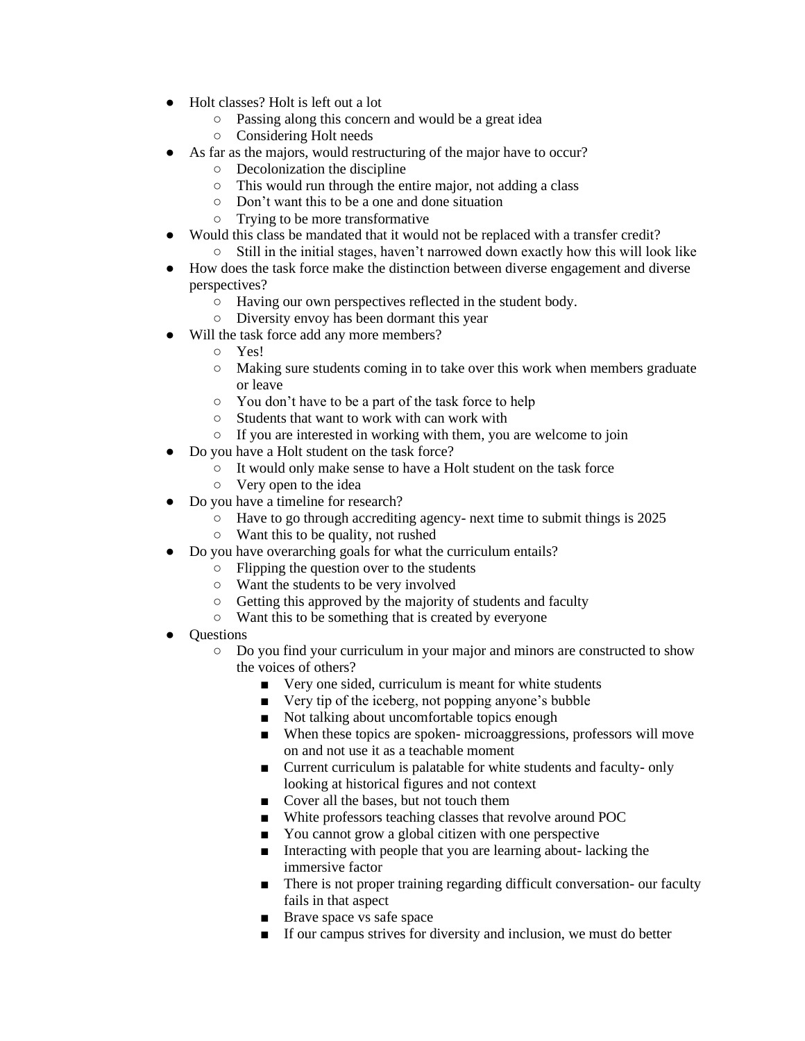- Holt classes? Holt is left out a lot
  - Passing along this concern and would be a great idea
  - Considering Holt needs
- As far as the majors, would restructuring of the major have to occur?
  - Decolonization the discipline
  - This would run through the entire major, not adding a class
  - Don't want this to be a one and done situation
  - Trying to be more transformative
- Would this class be mandated that it would not be replaced with a transfer credit?
  - Still in the initial stages, haven't narrowed down exactly how this will look like
- How does the task force make the distinction between diverse engagement and diverse perspectives?
  - Having our own perspectives reflected in the student body.
  - Diversity envoy has been dormant this year
- Will the task force add any more members?
  - Yes!
  - Making sure students coming in to take over this work when members graduate or leave
  - You don't have to be a part of the task force to help
  - Students that want to work with can work with
  - If you are interested in working with them, you are welcome to join
- Do you have a Holt student on the task force?
  - It would only make sense to have a Holt student on the task force
  - Very open to the idea
- Do you have a timeline for research?
  - Have to go through accrediting agency- next time to submit things is 2025
  - Want this to be quality, not rushed
- Do you have overarching goals for what the curriculum entails?
  - Flipping the question over to the students
  - Want the students to be very involved
  - Getting this approved by the majority of students and faculty
  - Want this to be something that is created by everyone
- Questions
  - Do you find your curriculum in your major and minors are constructed to show the voices of others?
    - Very one sided, curriculum is meant for white students
    - Very tip of the iceberg, not popping anyone's bubble
    - Not talking about uncomfortable topics enough
    - When these topics are spoken- microaggressions, professors will move on and not use it as a teachable moment
    - Current curriculum is palatable for white students and faculty- only looking at historical figures and not context
    - Cover all the bases, but not touch them
    - White professors teaching classes that revolve around POC
    - You cannot grow a global citizen with one perspective
    - Interacting with people that you are learning about- lacking the immersive factor
    - There is not proper training regarding difficult conversation- our faculty fails in that aspect
    - Brave space vs safe space
    - If our campus strives for diversity and inclusion, we must do better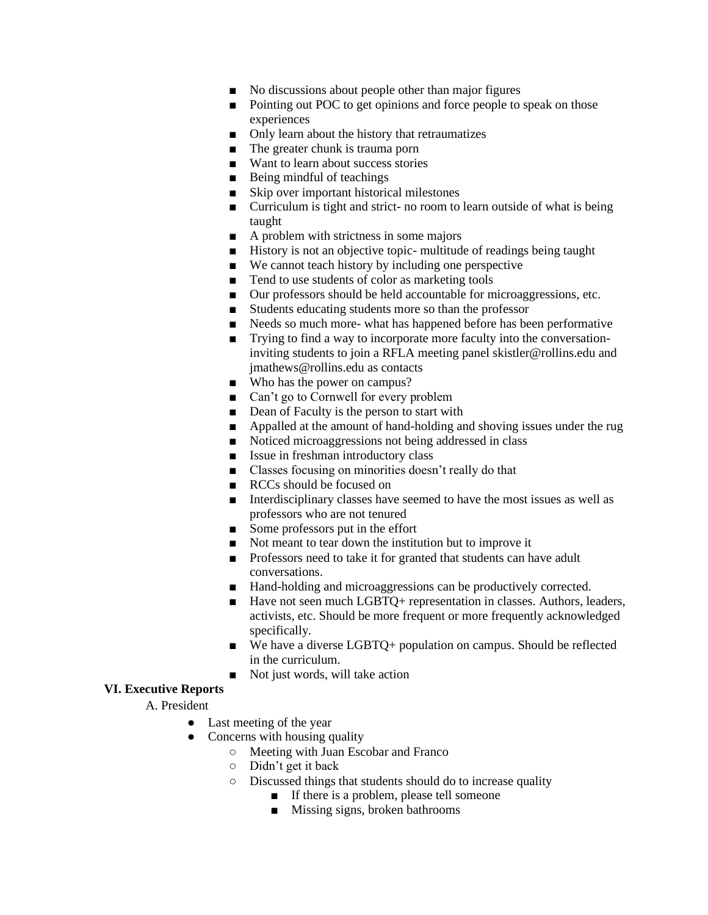- No discussions about people other than major figures
        - Pointing out POC to get opinions and force people to speak on those experiences
        - Only learn about the history that retraumatizes
        - The greater chunk is trauma porn
        - Want to learn about success stories
        - Being mindful of teachings
        - Skip over important historical milestones
        - Curriculum is tight and strict- no room to learn outside of what is being taught
        - A problem with strictness in some majors
        - History is not an objective topic- multitude of readings being taught
        - We cannot teach history by including one perspective
        - Tend to use students of color as marketing tools
        - Our professors should be held accountable for microaggressions, etc.
        - Students educating students more so than the professor
        - Needs so much more- what has happened before has been performative
        - Trying to find a way to incorporate more faculty into the conversation- inviting students to join a RFLA meeting panel skistler@rollins.edu and jmathews@rollins.edu as contacts
        - Who has the power on campus?
        - Can't go to Cornwell for every problem
        - Dean of Faculty is the person to start with
        - Appalled at the amount of hand-holding and shoving issues under the rug
        - Noticed microaggressions not being addressed in class
        - Issue in freshman introductory class
        - Classes focusing on minorities doesn't really do that
        - RCCs should be focused on
        - Interdisciplinary classes have seemed to have the most issues as well as professors who are not tenured
        - Some professors put in the effort
        - Not meant to tear down the institution but to improve it
        - Professors need to take it for granted that students can have adult conversations.
        - Hand-holding and microaggressions can be productively corrected.
        - Have not seen much LGBTQ+ representation in classes. Authors, leaders, activists, etc. Should be more frequent or more frequently acknowledged specifically.
        - We have a diverse LGBTQ+ population on campus. Should be reflected in the curriculum.
        - Not just words, will take action

**VI. Executive Reports**

A. President

- Last meeting of the year
- Concerns with housing quality
    - Meeting with Juan Escobar and Franco
    - Didn't get it back
    - Discussed things that students should do to increase quality
        - If there is a problem, please tell someone
        - Missing signs, broken bathrooms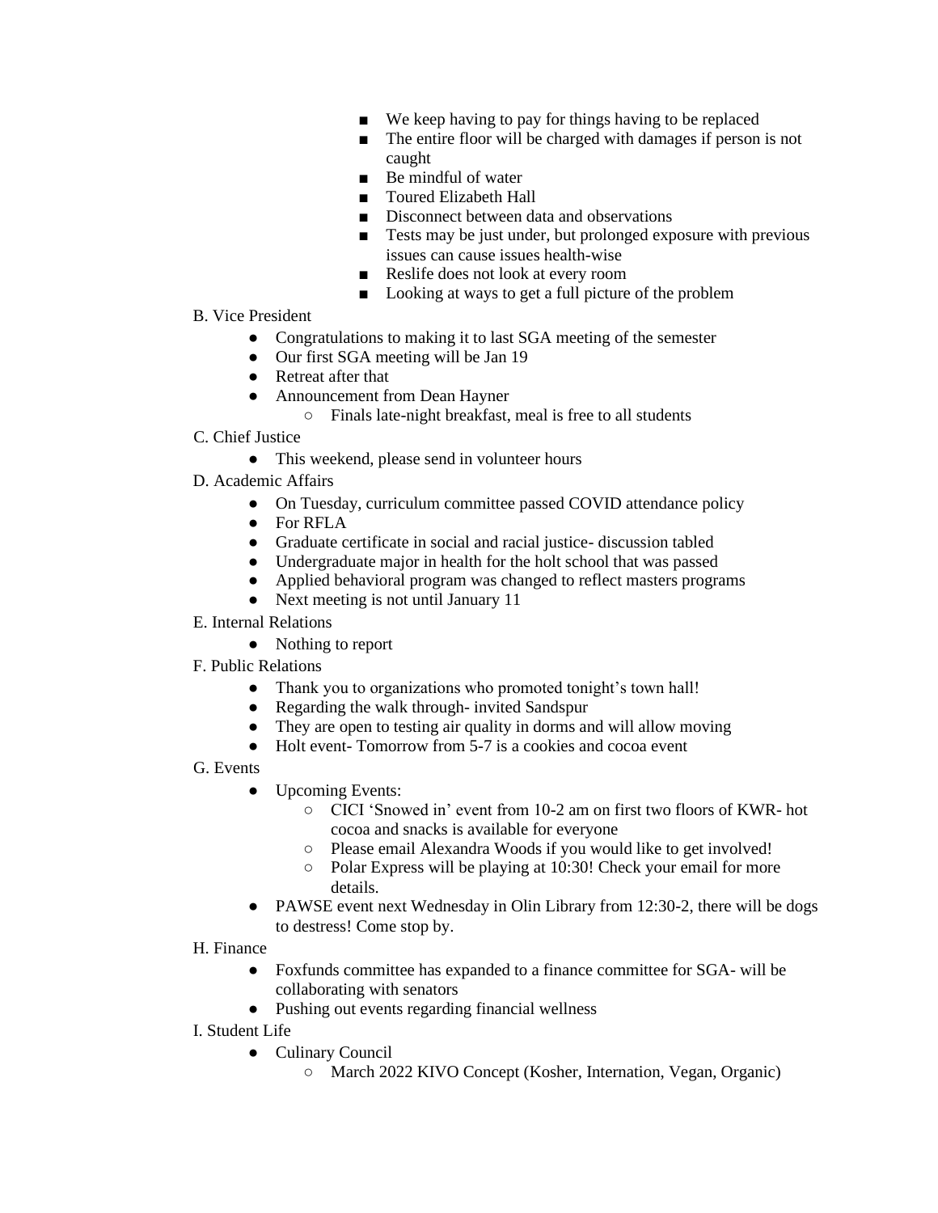- We keep having to pay for things having to be replaced
        - The entire floor will be charged with damages if person is not caught
        - Be mindful of water
        - Toured Elizabeth Hall
        - Disconnect between data and observations
        - Tests may be just under, but prolonged exposure with previous issues can cause issues health-wise
        - Reslife does not look at every room
        - Looking at ways to get a full picture of the problem

B. Vice President
- Congratulations to making it to last SGA meeting of the semester
- Our first SGA meeting will be Jan 19
- Retreat after that
- Announcement from Dean Hayner
    - Finals late-night breakfast, meal is free to all students

C. Chief Justice
- This weekend, please send in volunteer hours

D. Academic Affairs
- On Tuesday, curriculum committee passed COVID attendance policy
- For RFLA
- Graduate certificate in social and racial justice- discussion tabled
- Undergraduate major in health for the holt school that was passed
- Applied behavioral program was changed to reflect masters programs
- Next meeting is not until January 11

E. Internal Relations
- Nothing to report

F. Public Relations
- Thank you to organizations who promoted tonight's town hall!
- Regarding the walk through- invited Sandspur
- They are open to testing air quality in dorms and will allow moving
- Holt event- Tomorrow from 5-7 is a cookies and cocoa event

G. Events
- Upcoming Events:
    - CICI 'Snowed in' event from 10-2 am on first two floors of KWR- hot cocoa and snacks is available for everyone
    - Please email Alexandra Woods if you would like to get involved!
    - Polar Express will be playing at 10:30! Check your email for more details.
- PAWSE event next Wednesday in Olin Library from 12:30-2, there will be dogs to destress! Come stop by.

H. Finance
- Foxfunds committee has expanded to a finance committee for SGA- will be collaborating with senators
- Pushing out events regarding financial wellness

I. Student Life
- Culinary Council
    - March 2022 KIVO Concept (Kosher, Internation, Vegan, Organic)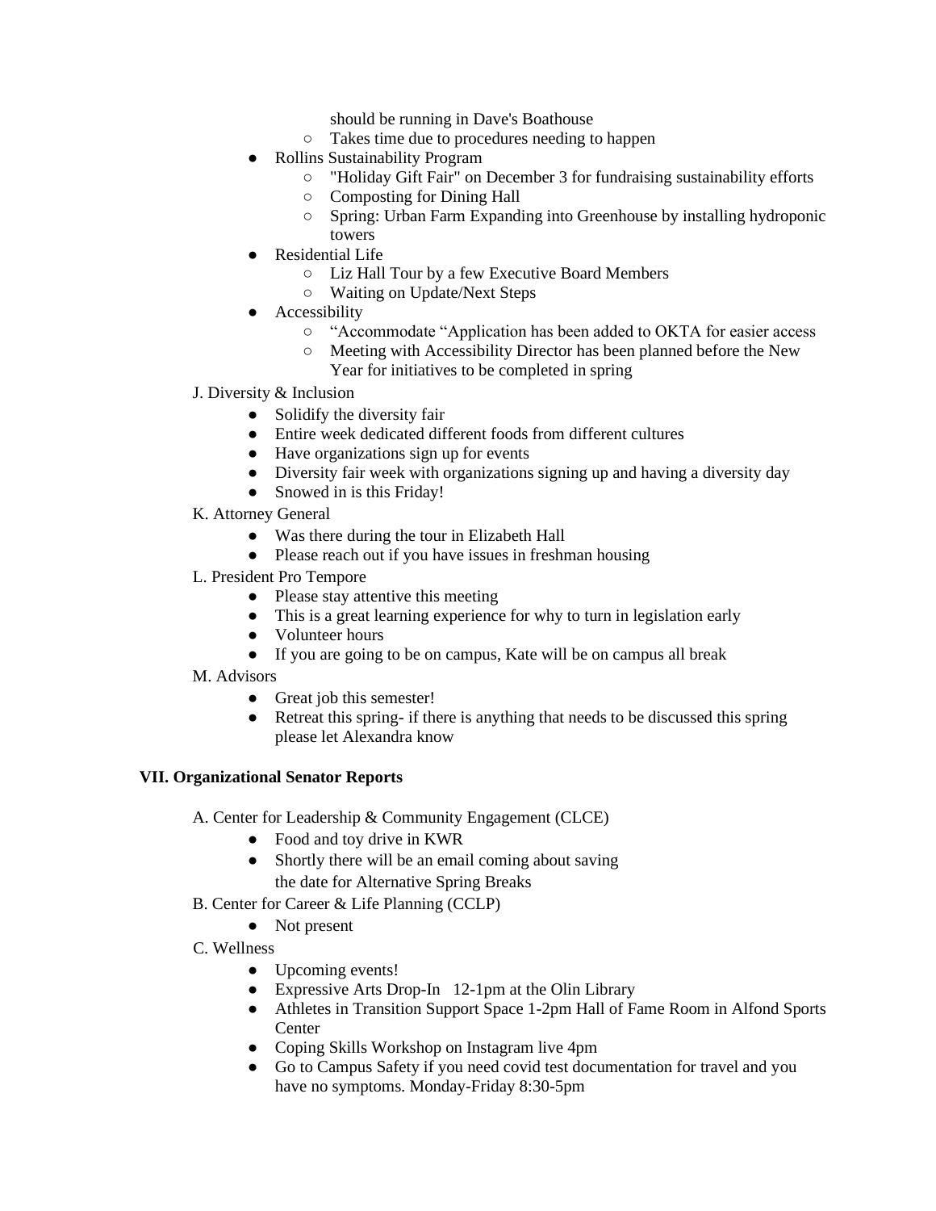should be running in Dave's Boathouse
  - Takes time due to procedures needing to happen
- Rollins Sustainability Program
  - "Holiday Gift Fair" on December 3 for fundraising sustainability efforts
  - Composting for Dining Hall
  - Spring: Urban Farm Expanding into Greenhouse by installing hydroponic towers
- Residential Life
  - Liz Hall Tour by a few Executive Board Members
  - Waiting on Update/Next Steps
- Accessibility
  - "Accommodate "Application has been added to OKTA for easier access
  - Meeting with Accessibility Director has been planned before the New Year for initiatives to be completed in spring

J. Diversity & Inclusion

- Solidify the diversity fair
- Entire week dedicated different foods from different cultures
- Have organizations sign up for events
- Diversity fair week with organizations signing up and having a diversity day
- Snowed in is this Friday!

K. Attorney General

- Was there during the tour in Elizabeth Hall
- Please reach out if you have issues in freshman housing

L. President Pro Tempore

- Please stay attentive this meeting
- This is a great learning experience for why to turn in legislation early
- Volunteer hours
- If you are going to be on campus, Kate will be on campus all break

M. Advisors

- Great job this semester!
- Retreat this spring- if there is anything that needs to be discussed this spring please let Alexandra know

**VII. Organizational Senator Reports**

A. Center for Leadership & Community Engagement (CLCE)

- Food and toy drive in KWR
- Shortly there will be an email coming about saving the date for Alternative Spring Breaks

B. Center for Career & Life Planning (CCLP)

- Not present

C. Wellness

- Upcoming events!
- Expressive Arts Drop-In 12-1pm at the Olin Library
- Athletes in Transition Support Space 1-2pm Hall of Fame Room in Alfond Sports Center
- Coping Skills Workshop on Instagram live 4pm
- Go to Campus Safety if you need covid test documentation for travel and you have no symptoms. Monday-Friday 8:30-5pm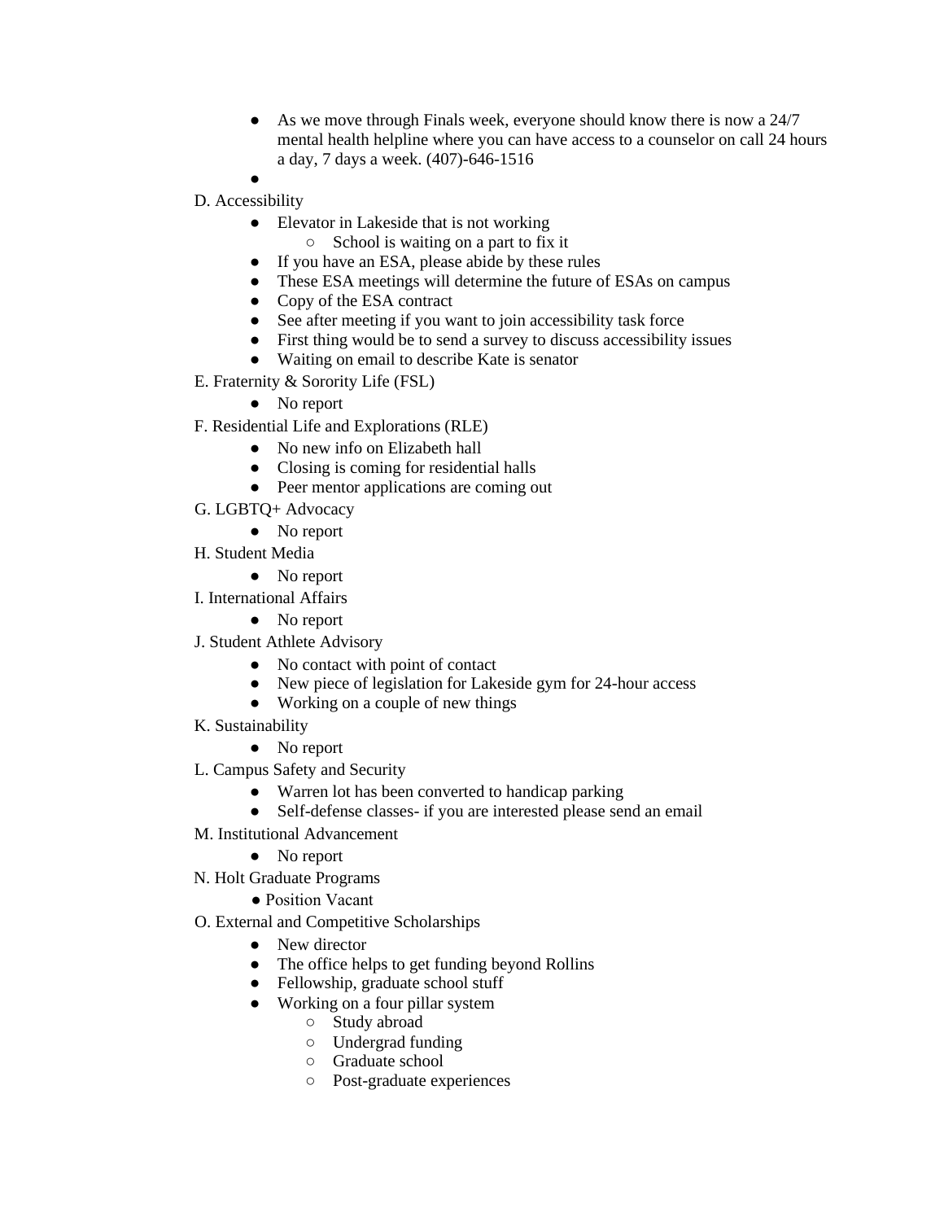- As we move through Finals week, everyone should know there is now a 24/7 mental health helpline where you can have access to a counselor on call 24 hours a day, 7 days a week. (407)-646-1516
-

D. Accessibility

- Elevator in Lakeside that is not working
  - School is waiting on a part to fix it
- If you have an ESA, please abide by these rules
- These ESA meetings will determine the future of ESAs on campus
- Copy of the ESA contract
- See after meeting if you want to join accessibility task force
- First thing would be to send a survey to discuss accessibility issues
- Waiting on email to describe Kate is senator

E. Fraternity & Sorority Life (FSL)

- No report

F. Residential Life and Explorations (RLE)

- No new info on Elizabeth hall
- Closing is coming for residential halls
- Peer mentor applications are coming out

G. LGBTQ+ Advocacy

- No report

H. Student Media

- No report

I. International Affairs

- No report

J. Student Athlete Advisory

- No contact with point of contact
- New piece of legislation for Lakeside gym for 24-hour access
- Working on a couple of new things

K. Sustainability

- No report

L. Campus Safety and Security

- Warren lot has been converted to handicap parking
- Self-defense classes- if you are interested please send an email

M. Institutional Advancement

- No report

N. Holt Graduate Programs

- Position Vacant

O. External and Competitive Scholarships

- New director
- The office helps to get funding beyond Rollins
- Fellowship, graduate school stuff
- Working on a four pillar system
  - Study abroad
  - Undergrad funding
  - Graduate school
  - Post-graduate experiences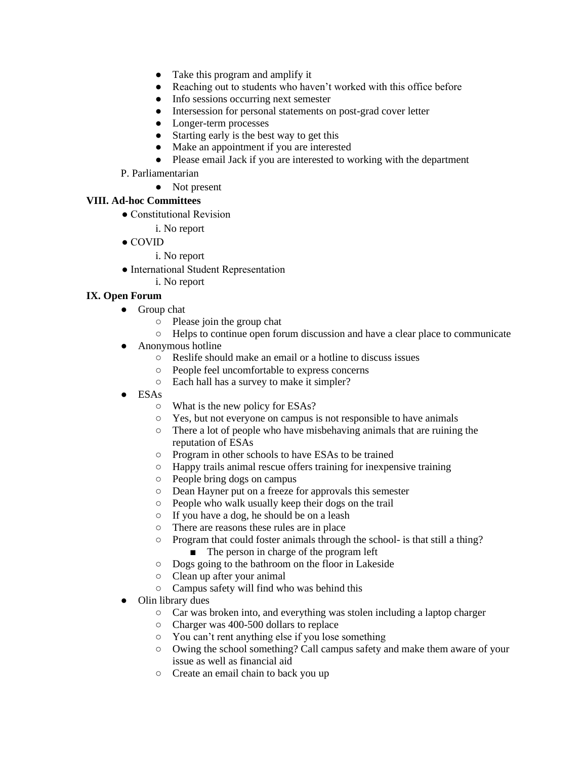- Take this program and amplify it
- Reaching out to students who haven't worked with this office before
- Info sessions occurring next semester
- Intersession for personal statements on post-grad cover letter
- Longer-term processes
- Starting early is the best way to get this
- Make an appointment if you are interested
- Please email Jack if you are interested to working with the department

P. Parliamentarian

- Not present

**VIII. Ad-hoc Committees**

- Constitutional Revision
  i. No report
- COVID
  i. No report
- International Student Representation
  i. No report

**IX. Open Forum**

- Group chat
  - Please join the group chat
  - Helps to continue open forum discussion and have a clear place to communicate
- Anonymous hotline
  - Reslife should make an email or a hotline to discuss issues
  - People feel uncomfortable to express concerns
  - Each hall has a survey to make it simpler?
- ESAs
  - What is the new policy for ESAs?
  - Yes, but not everyone on campus is not responsible to have animals
  - There a lot of people who have misbehaving animals that are ruining the reputation of ESAs
  - Program in other schools to have ESAs to be trained
  - Happy trails animal rescue offers training for inexpensive training
  - People bring dogs on campus
  - Dean Hayner put on a freeze for approvals this semester
  - People who walk usually keep their dogs on the trail
  - If you have a dog, he should be on a leash
  - There are reasons these rules are in place
  - Program that could foster animals through the school- is that still a thing?
    - The person in charge of the program left
  - Dogs going to the bathroom on the floor in Lakeside
  - Clean up after your animal
  - Campus safety will find who was behind this
- Olin library dues
  - Car was broken into, and everything was stolen including a laptop charger
  - Charger was 400-500 dollars to replace
  - You can't rent anything else if you lose something
  - Owing the school something? Call campus safety and make them aware of your issue as well as financial aid
  - Create an email chain to back you up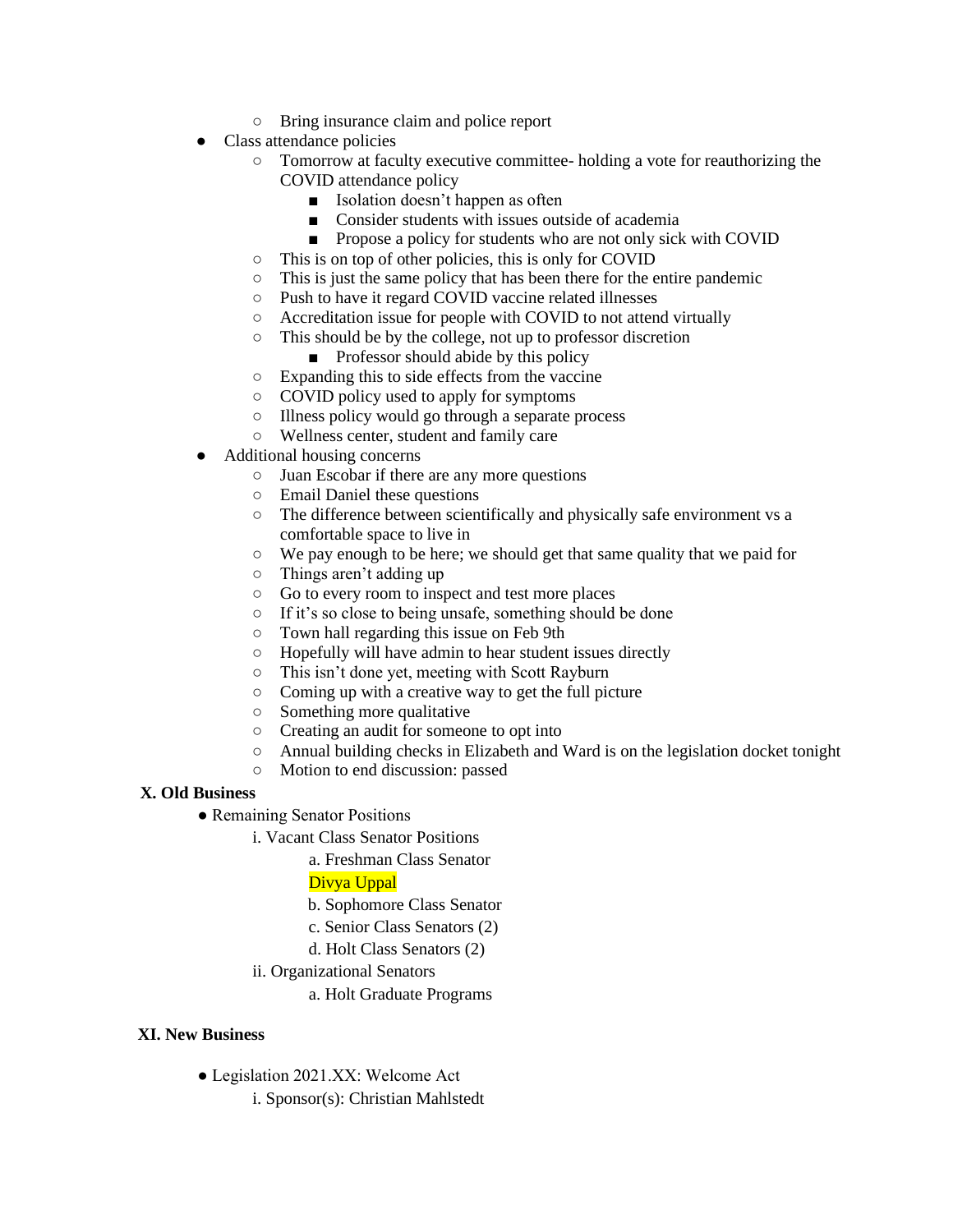- Bring insurance claim and police report
- Class attendance policies
    - Tomorrow at faculty executive committee- holding a vote for reauthorizing the COVID attendance policy
        - Isolation doesn't happen as often
        - Consider students with issues outside of academia
        - Propose a policy for students who are not only sick with COVID
    - This is on top of other policies, this is only for COVID
    - This is just the same policy that has been there for the entire pandemic
    - Push to have it regard COVID vaccine related illnesses
    - Accreditation issue for people with COVID to not attend virtually
    - This should be by the college, not up to professor discretion
        - Professor should abide by this policy
    - Expanding this to side effects from the vaccine
    - COVID policy used to apply for symptoms
    - Illness policy would go through a separate process
    - Wellness center, student and family care
- Additional housing concerns
    - Juan Escobar if there are any more questions
    - Email Daniel these questions
    - The difference between scientifically and physically safe environment vs a comfortable space to live in
    - We pay enough to be here; we should get that same quality that we paid for
    - Things aren't adding up
    - Go to every room to inspect and test more places
    - If it's so close to being unsafe, something should be done
    - Town hall regarding this issue on Feb 9th
    - Hopefully will have admin to hear student issues directly
    - This isn't done yet, meeting with Scott Rayburn
    - Coming up with a creative way to get the full picture
    - Something more qualitative
    - Creating an audit for someone to opt into
    - Annual building checks in Elizabeth and Ward is on the legislation docket tonight
    - Motion to end discussion: passed

**X. Old Business**

- Remaining Senator Positions
    - i. Vacant Class Senator Positions
        - a. Freshman Class Senator

          Divya Uppal
        - b. Sophomore Class Senator
        - c. Senior Class Senators (2)
        - d. Holt Class Senators (2)
    - ii. Organizational Senators
        - a. Holt Graduate Programs

**XI. New Business**

- Legislation 2021.XX: Welcome Act
    - i. Sponsor(s): Christian Mahlstedt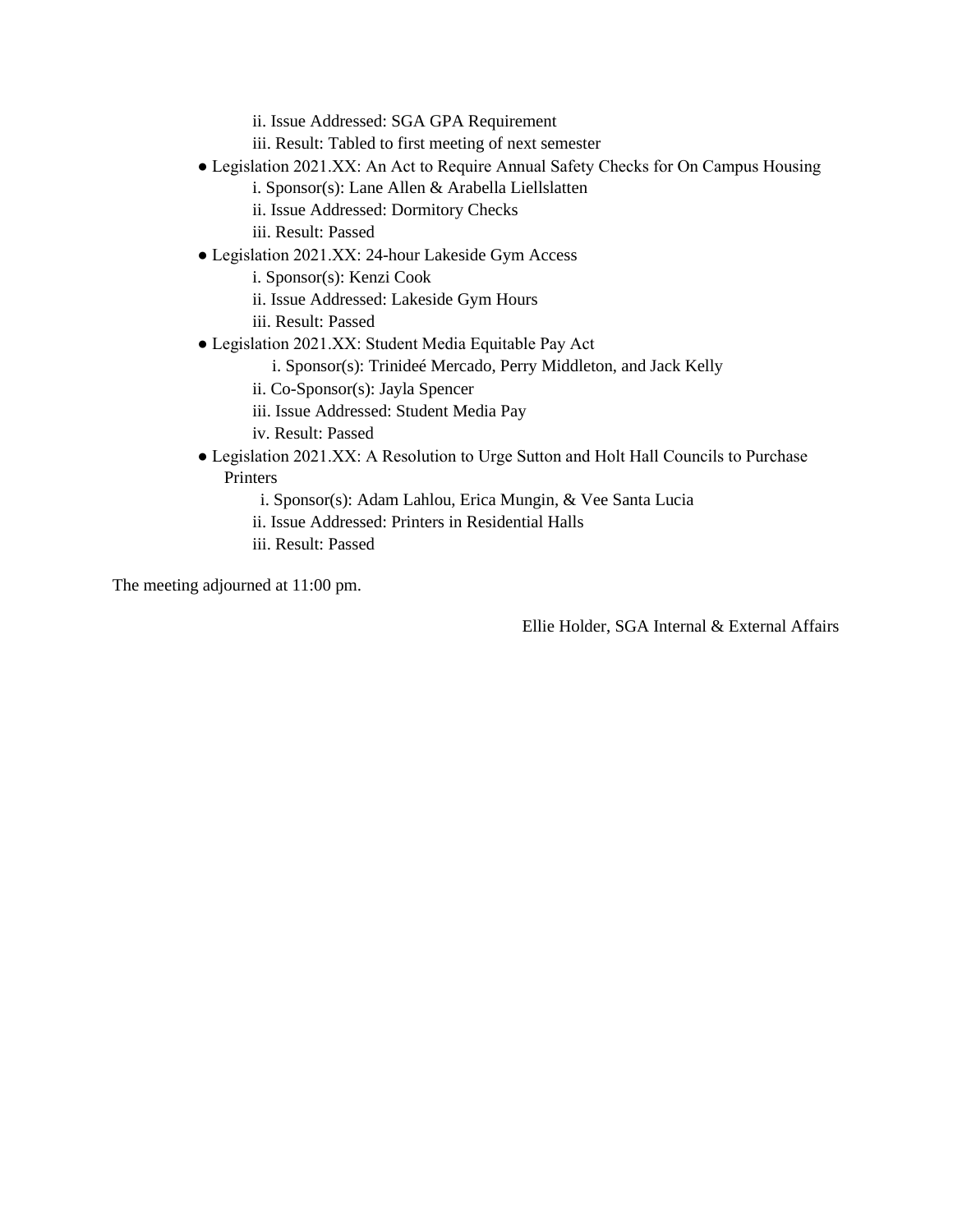ii. Issue Addressed: SGA GPA Requirement
iii. Result: Tabled to first meeting of next semester

- Legislation 2021.XX: An Act to Require Annual Safety Checks for On Campus Housing
  - i. Sponsor(s): Lane Allen & Arabella Liellslatten
  - ii. Issue Addressed: Dormitory Checks
  - iii. Result: Passed
- Legislation 2021.XX: 24-hour Lakeside Gym Access
  - i. Sponsor(s): Kenzi Cook
  - ii. Issue Addressed: Lakeside Gym Hours
  - iii. Result: Passed
- Legislation 2021.XX: Student Media Equitable Pay Act
  - i. Sponsor(s): Trinideé Mercado, Perry Middleton, and Jack Kelly
  - ii. Co-Sponsor(s): Jayla Spencer
  - iii. Issue Addressed: Student Media Pay
  - iv. Result: Passed
- Legislation 2021.XX: A Resolution to Urge Sutton and Holt Hall Councils to Purchase Printers
  - i. Sponsor(s): Adam Lahlou, Erica Mungin, & Vee Santa Lucia
  - ii. Issue Addressed: Printers in Residential Halls
  - iii. Result: Passed

The meeting adjourned at 11:00 pm.

Ellie Holder, SGA Internal & External Affairs